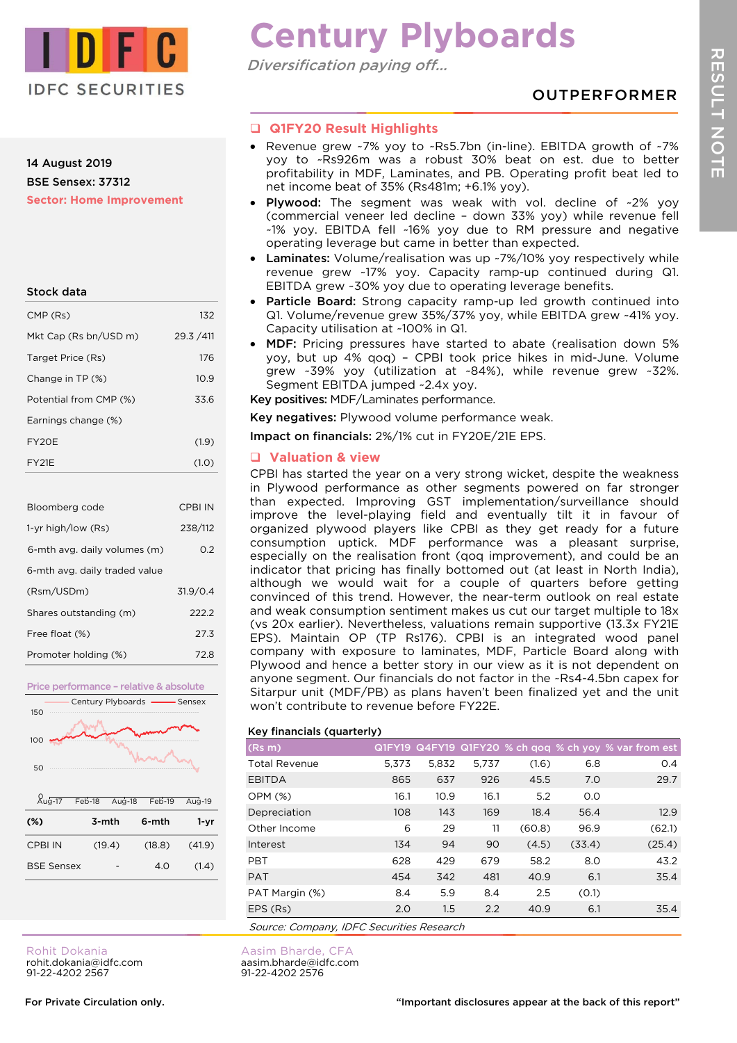# Century Plyboards

*Diversification paying off...*

**OUTPERFORMER**

RESULT NOTE

14 August 2019

BSE Sensex: 37312

Sector: Home Improvement

### Stock data

| | |
|---|---|
| CMP (Rs) | 132 |
| Mkt Cap (Rs bn/USD m) | 29.3 /411 |
| Target Price (Rs) | 176 |
| Change in TP (%) | 10.9 |
| Potential from CMP (%) | 33.6 |
| Earnings change (%) | |
| FY20E | (1.9) |
| FY21E | (1.0) |

| | |
|---|---|
| Bloomberg code | CPBI IN |
| 1-yr high/low (Rs) | 238/112 |
| 6-mth avg. daily volumes (m) | 0.2 |
| 6-mth avg. daily traded value | |
| (Rsm/USDm) | 31.9/0.4 |
| Shares outstanding (m) | 222.2 |
| Free float (%) | 27.3 |
| Promoter holding (%) | 72.8 |

### Price performance – relative & absolute

Century Plyboards — Sensex

| (%) | 3-mth | 6-mth | 1-yr |
|---|---|---|---|
| CPBI IN | (19.4) | (18.8) | (41.9) |
| BSE Sensex | - | 4.0 | (1.4) |

## Q1FY20 Result Highlights

- Revenue grew ~7% yoy to ~Rs5.7bn (in-line). EBITDA growth of ~7% yoy to ~Rs926m was a robust 30% beat on est. due to better profitability in MDF, Laminates, and PB. Operating profit beat led to net income beat of 35% (Rs481m; +6.1% yoy).
- **Plywood:** The segment was weak with vol. decline of ~2% yoy (commercial veneer led decline – down 33% yoy) while revenue fell ~1% yoy. EBITDA fell ~16% yoy due to RM pressure and negative operating leverage but came in better than expected.
- **Laminates:** Volume/realisation was up ~7%/10% yoy respectively while revenue grew ~17% yoy. Capacity ramp-up continued during Q1. EBITDA grew ~30% yoy due to operating leverage benefits.
- **Particle Board:** Strong capacity ramp-up led growth continued into Q1. Volume/revenue grew 35%/37% yoy, while EBITDA grew ~41% yoy. Capacity utilisation at ~100% in Q1.
- **MDF:** Pricing pressures have started to abate (realisation down 5% yoy, but up 4% qoq) – CPBI took price hikes in mid-June. Volume grew ~39% yoy (utilization at ~84%), while revenue grew ~32%. Segment EBITDA jumped ~2.4x yoy.

**Key positives:** MDF/Laminates performance.

**Key negatives:** Plywood volume performance weak.

**Impact on financials:** 2%/1% cut in FY20E/21E EPS.

## Valuation & view

CPBI has started the year on a very strong wicket, despite the weakness in Plywood performance as other segments powered on far stronger than expected. Improving GST implementation/surveillance should improve the level-playing field and eventually tilt it in favour of organized plywood players like CPBI as they get ready for a future consumption uptick. MDF performance was a pleasant surprise, especially on the realisation front (qoq improvement), and could be an indicator that pricing has finally bottomed out (at least in North India), although we would wait for a couple of quarters before getting convinced of this trend. However, the near-term outlook on real estate and weak consumption sentiment makes us cut our target multiple to 18x (vs 20x earlier). Nevertheless, valuations remain supportive (13.3x FY21E EPS). Maintain OP (TP Rs176). CPBI is an integrated wood panel company with exposure to laminates, MDF, Particle Board along with Plywood and hence a better story in our view as it is not dependent on anyone segment. Our financials do not factor in the ~Rs4-4.5bn capex for Sitarpur unit (MDF/PB) as plans haven't been finalized yet and the unit won't contribute to revenue before FY22E.

### Key financials (quarterly)

| (Rs m) | Q1FY19 | Q4FY19 | Q1FY20 | % ch qoq | % ch yoy | % var from est |
|---|---|---|---|---|---|---|
| Total Revenue | 5,373 | 5,832 | 5,737 | (1.6) | 6.8 | 0.4 |
| EBITDA | 865 | 637 | 926 | 45.5 | 7.0 | 29.7 |
| OPM (%) | 16.1 | 10.9 | 16.1 | 5.2 | 0.0 | |
| Depreciation | 108 | 143 | 169 | 18.4 | 56.4 | 12.9 |
| Other Income | 6 | 29 | 11 | (60.8) | 96.9 | (62.1) |
| Interest | 134 | 94 | 90 | (4.5) | (33.4) | (25.4) |
| PBT | 628 | 429 | 679 | 58.2 | 8.0 | 43.2 |
| PAT | 454 | 342 | 481 | 40.9 | 6.1 | 35.4 |
| PAT Margin (%) | 8.4 | 5.9 | 8.4 | 2.5 | (0.1) | |
| EPS (Rs) | 2.0 | 1.5 | 2.2 | 40.9 | 6.1 | 35.4 |

*Source: Company, IDFC Securities Research*

Rohit Dokania
rohit.dokania@idfc.com
91-22-4202 2567

Aasim Bharde, CFA
aasim.bharde@idfc.com
91-22-4202 2576

For Private Circulation only.

"Important disclosures appear at the back of this report"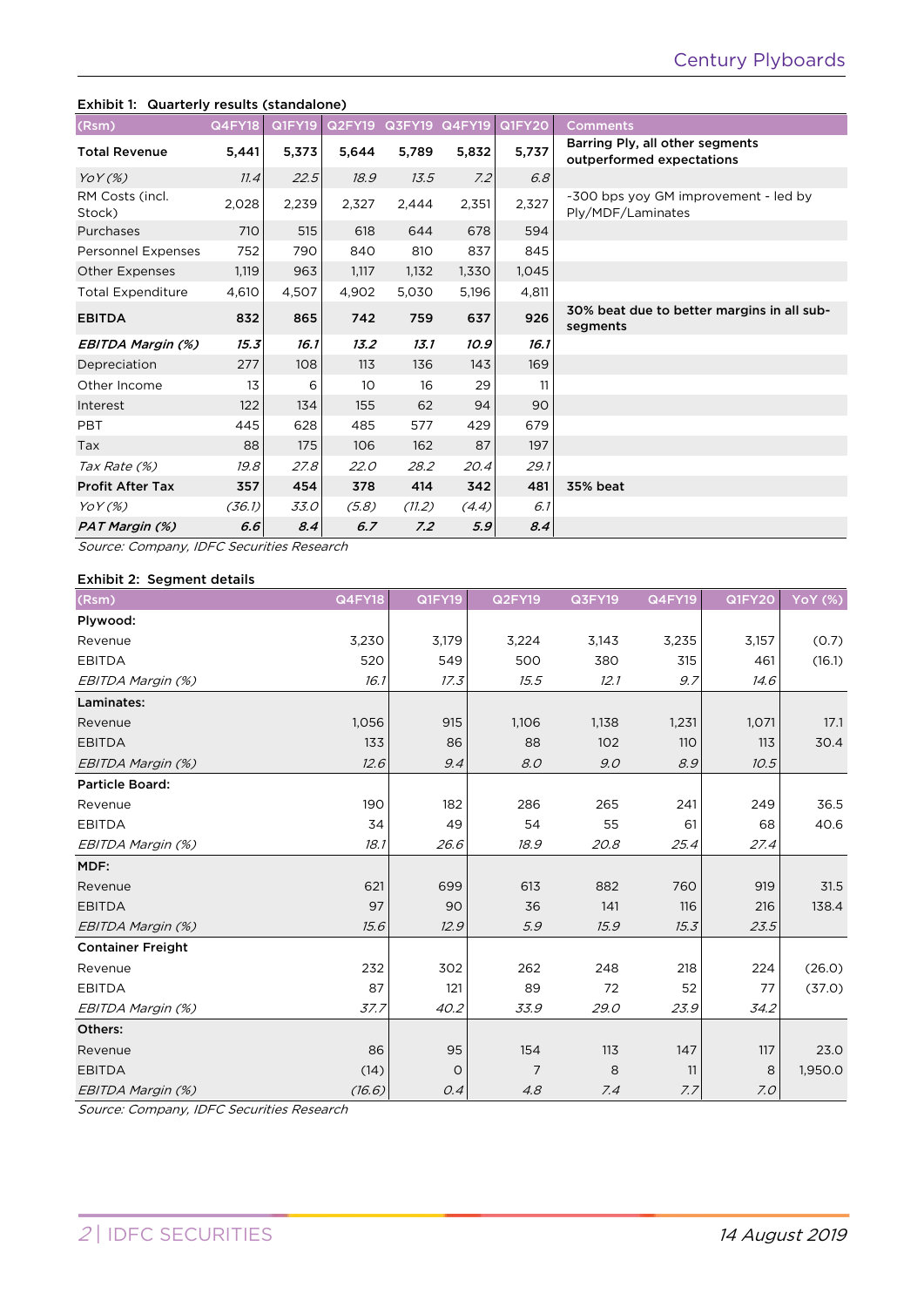**Exhibit 1: Quarterly results (standalone)**

| (Rsm) | Q4FY18 | Q1FY19 | Q2FY19 | Q3FY19 | Q4FY19 | Q1FY20 | Comments |
|---|---|---|---|---|---|---|---|
| **Total Revenue** | **5,441** | **5,373** | **5,644** | **5,789** | **5,832** | **5,737** | **Barring Ply, all other segments outperformed expectations** |
| *YoY (%)* | *11.4* | *22.5* | *18.9* | *13.5* | *7.2* | *6.8* | |
| RM Costs (incl. Stock) | 2,028 | 2,239 | 2,327 | 2,444 | 2,351 | 2,327 | ~300 bps yoy GM improvement - led by Ply/MDF/Laminates |
| Purchases | 710 | 515 | 618 | 644 | 678 | 594 | |
| Personnel Expenses | 752 | 790 | 840 | 810 | 837 | 845 | |
| Other Expenses | 1,119 | 963 | 1,117 | 1,132 | 1,330 | 1,045 | |
| Total Expenditure | 4,610 | 4,507 | 4,902 | 5,030 | 5,196 | 4,811 | |
| **EBITDA** | **832** | **865** | **742** | **759** | **637** | **926** | **30% beat due to better margins in all sub-segments** |
| ***EBITDA Margin (%)*** | ***15.3*** | ***16.1*** | ***13.2*** | ***13.1*** | ***10.9*** | ***16.1*** | |
| Depreciation | 277 | 108 | 113 | 136 | 143 | 169 | |
| Other Income | 13 | 6 | 10 | 16 | 29 | 11 | |
| Interest | 122 | 134 | 155 | 62 | 94 | 90 | |
| PBT | 445 | 628 | 485 | 577 | 429 | 679 | |
| Tax | 88 | 175 | 106 | 162 | 87 | 197 | |
| *Tax Rate (%)* | *19.8* | *27.8* | *22.0* | *28.2* | *20.4* | *29.1* | |
| **Profit After Tax** | **357** | **454** | **378** | **414** | **342** | **481** | **35% beat** |
| *YoY (%)* | *(36.1)* | *33.0* | *(5.8)* | *(11.2)* | *(4.4)* | *6.1* | |
| ***PAT Margin (%)*** | ***6.6*** | ***8.4*** | ***6.7*** | ***7.2*** | ***5.9*** | ***8.4*** | |

*Source: Company, IDFC Securities Research*

**Exhibit 2: Segment details**

| (Rsm) | Q4FY18 | Q1FY19 | Q2FY19 | Q3FY19 | Q4FY19 | Q1FY20 | YoY (%) |
|---|---|---|---|---|---|---|---|
| **Plywood:** | | | | | | | |
| Revenue | 3,230 | 3,179 | 3,224 | 3,143 | 3,235 | 3,157 | (0.7) |
| EBITDA | 520 | 549 | 500 | 380 | 315 | 461 | (16.1) |
| *EBITDA Margin (%)* | *16.1* | *17.3* | *15.5* | *12.1* | *9.7* | *14.6* | |
| **Laminates:** | | | | | | | |
| Revenue | 1,056 | 915 | 1,106 | 1,138 | 1,231 | 1,071 | 17.1 |
| EBITDA | 133 | 86 | 88 | 102 | 110 | 113 | 30.4 |
| *EBITDA Margin (%)* | *12.6* | *9.4* | *8.0* | *9.0* | *8.9* | *10.5* | |
| **Particle Board:** | | | | | | | |
| Revenue | 190 | 182 | 286 | 265 | 241 | 249 | 36.5 |
| EBITDA | 34 | 49 | 54 | 55 | 61 | 68 | 40.6 |
| *EBITDA Margin (%)* | *18.1* | *26.6* | *18.9* | *20.8* | *25.4* | *27.4* | |
| **MDF:** | | | | | | | |
| Revenue | 621 | 699 | 613 | 882 | 760 | 919 | 31.5 |
| EBITDA | 97 | 90 | 36 | 141 | 116 | 216 | 138.4 |
| *EBITDA Margin (%)* | *15.6* | *12.9* | *5.9* | *15.9* | *15.3* | *23.5* | |
| **Container Freight** | | | | | | | |
| Revenue | 232 | 302 | 262 | 248 | 218 | 224 | (26.0) |
| EBITDA | 87 | 121 | 89 | 72 | 52 | 77 | (37.0) |
| *EBITDA Margin (%)* | *37.7* | *40.2* | *33.9* | *29.0* | *23.9* | *34.2* | |
| **Others:** | | | | | | | |
| Revenue | 86 | 95 | 154 | 113 | 147 | 117 | 23.0 |
| EBITDA | (14) | 0 | 7 | 8 | 11 | 8 | 1,950.0 |
| *EBITDA Margin (%)* | *(16.6)* | *0.4* | *4.8* | *7.4* | *7.7* | *7.0* | |

*Source: Company, IDFC Securities Research*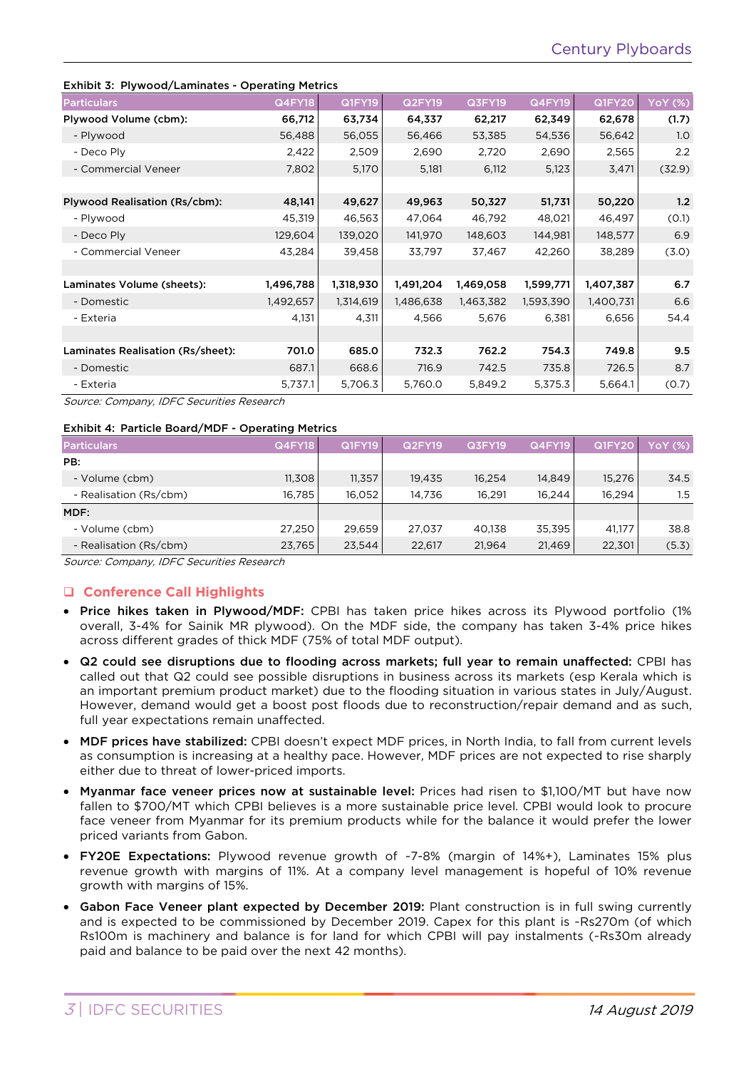**Exhibit 3: Plywood/Laminates - Operating Metrics**

| Particulars | Q4FY18 | Q1FY19 | Q2FY19 | Q3FY19 | Q4FY19 | Q1FY20 | YoY (%) |
|---|---|---|---|---|---|---|---|
| **Plywood Volume (cbm):** | **66,712** | **63,734** | **64,337** | **62,217** | **62,349** | **62,678** | **(1.7)** |
| - Plywood | 56,488 | 56,055 | 56,466 | 53,385 | 54,536 | 56,642 | 1.0 |
| - Deco Ply | 2,422 | 2,509 | 2,690 | 2,720 | 2,690 | 2,565 | 2.2 |
| - Commercial Veneer | 7,802 | 5,170 | 5,181 | 6,112 | 5,123 | 3,471 | (32.9) |
| | | | | | | | |
| **Plywood Realisation (Rs/cbm):** | **48,141** | **49,627** | **49,963** | **50,327** | **51,731** | **50,220** | **1.2** |
| - Plywood | 45,319 | 46,563 | 47,064 | 46,792 | 48,021 | 46,497 | (0.1) |
| - Deco Ply | 129,604 | 139,020 | 141,970 | 148,603 | 144,981 | 148,577 | 6.9 |
| - Commercial Veneer | 43,284 | 39,458 | 33,797 | 37,467 | 42,260 | 38,289 | (3.0) |
| | | | | | | | |
| **Laminates Volume (sheets):** | **1,496,788** | **1,318,930** | **1,491,204** | **1,469,058** | **1,599,771** | **1,407,387** | **6.7** |
| - Domestic | 1,492,657 | 1,314,619 | 1,486,638 | 1,463,382 | 1,593,390 | 1,400,731 | 6.6 |
| - Exteria | 4,131 | 4,311 | 4,566 | 5,676 | 6,381 | 6,656 | 54.4 |
| | | | | | | | |
| **Laminates Realisation (Rs/sheet):** | **701.0** | **685.0** | **732.3** | **762.2** | **754.3** | **749.8** | **9.5** |
| - Domestic | 687.1 | 668.6 | 716.9 | 742.5 | 735.8 | 726.5 | 8.7 |
| - Exteria | 5,737.1 | 5,706.3 | 5,760.0 | 5,849.2 | 5,375.3 | 5,664.1 | (0.7) |

*Source: Company, IDFC Securities Research*

**Exhibit 4: Particle Board/MDF - Operating Metrics**

| Particulars | Q4FY18 | Q1FY19 | Q2FY19 | Q3FY19 | Q4FY19 | Q1FY20 | YoY (%) |
|---|---|---|---|---|---|---|---|
| **PB:** | | | | | | | |
| - Volume (cbm) | 11,308 | 11,357 | 19,435 | 16,254 | 14,849 | 15,276 | 34.5 |
| - Realisation (Rs/cbm) | 16,785 | 16,052 | 14,736 | 16,291 | 16,244 | 16,294 | 1.5 |
| **MDF:** | | | | | | | |
| - Volume (cbm) | 27,250 | 29,659 | 27,037 | 40,138 | 35,395 | 41,177 | 38.8 |
| - Realisation (Rs/cbm) | 23,765 | 23,544 | 22,617 | 21,964 | 21,469 | 22,301 | (5.3) |

*Source: Company, IDFC Securities Research*

## Conference Call Highlights

- **Price hikes taken in Plywood/MDF:** CPBI has taken price hikes across its Plywood portfolio (1% overall, 3-4% for Sainik MR plywood). On the MDF side, the company has taken 3-4% price hikes across different grades of thick MDF (75% of total MDF output).
- **Q2 could see disruptions due to flooding across markets; full year to remain unaffected:** CPBI has called out that Q2 could see possible disruptions in business across its markets (esp Kerala which is an important premium product market) due to the flooding situation in various states in July/August. However, demand would get a boost post floods due to reconstruction/repair demand and as such, full year expectations remain unaffected.
- **MDF prices have stabilized:** CPBI doesn't expect MDF prices, in North India, to fall from current levels as consumption is increasing at a healthy pace. However, MDF prices are not expected to rise sharply either due to threat of lower-priced imports.
- **Myanmar face veneer prices now at sustainable level:** Prices had risen to $1,100/MT but have now fallen to $700/MT which CPBI believes is a more sustainable price level. CPBI would look to procure face veneer from Myanmar for its premium products while for the balance it would prefer the lower priced variants from Gabon.
- **FY20E Expectations:** Plywood revenue growth of ~7-8% (margin of 14%+), Laminates 15% plus revenue growth with margins of 11%. At a company level management is hopeful of 10% revenue growth with margins of 15%.
- **Gabon Face Veneer plant expected by December 2019:** Plant construction is in full swing currently and is expected to be commissioned by December 2019. Capex for this plant is ~Rs270m (of which Rs100m is machinery and balance is for land for which CPBI will pay instalments (~Rs30m already paid and balance to be paid over the next 42 months).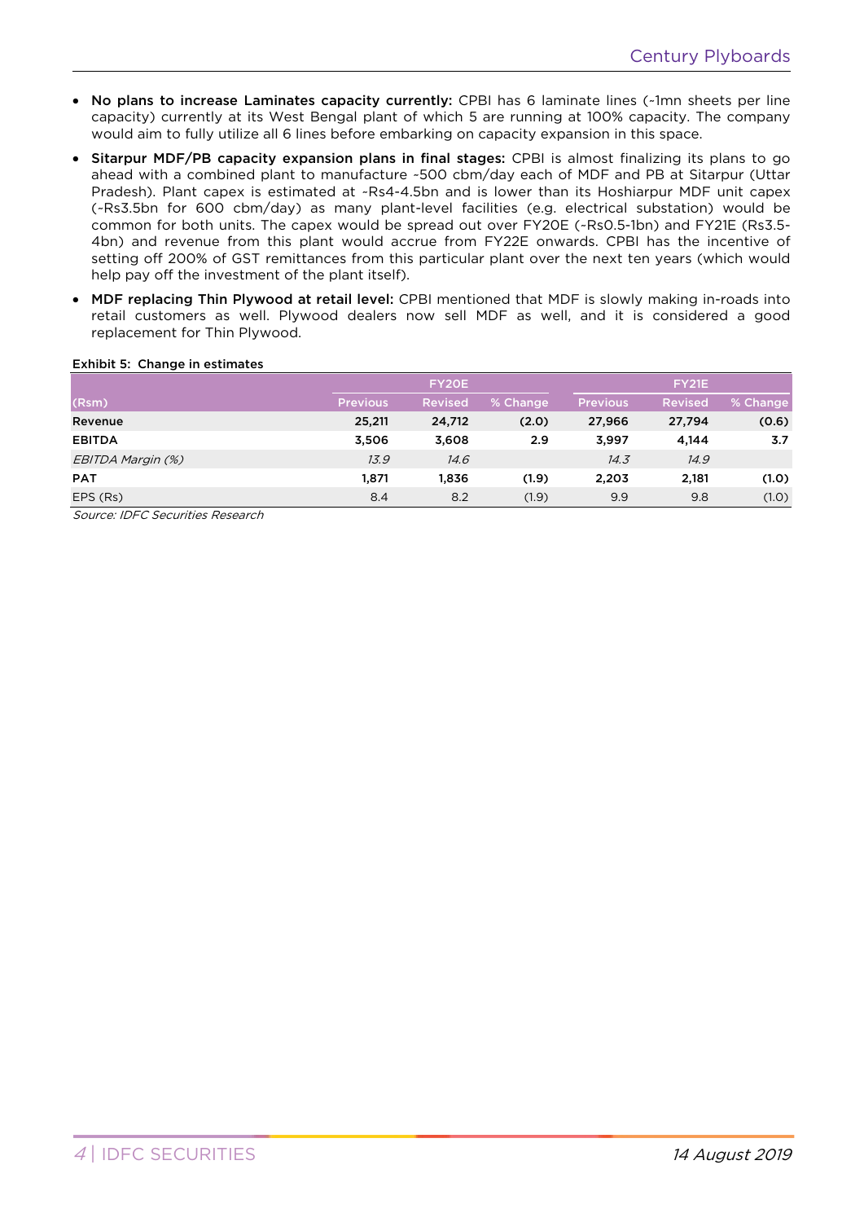- **No plans to increase Laminates capacity currently:** CPBI has 6 laminate lines (~1mn sheets per line capacity) currently at its West Bengal plant of which 5 are running at 100% capacity. The company would aim to fully utilize all 6 lines before embarking on capacity expansion in this space.
- **Sitarpur MDF/PB capacity expansion plans in final stages:** CPBI is almost finalizing its plans to go ahead with a combined plant to manufacture ~500 cbm/day each of MDF and PB at Sitarpur (Uttar Pradesh). Plant capex is estimated at ~Rs4-4.5bn and is lower than its Hoshiarpur MDF unit capex (~Rs3.5bn for 600 cbm/day) as many plant-level facilities (e.g. electrical substation) would be common for both units. The capex would be spread out over FY20E (~Rs0.5-1bn) and FY21E (Rs3.5-4bn) and revenue from this plant would accrue from FY22E onwards. CPBI has the incentive of setting off 200% of GST remittances from this particular plant over the next ten years (which would help pay off the investment of the plant itself).
- **MDF replacing Thin Plywood at retail level:** CPBI mentioned that MDF is slowly making in-roads into retail customers as well. Plywood dealers now sell MDF as well, and it is considered a good replacement for Thin Plywood.

**Exhibit 5: Change in estimates**

| | FY20E | | | FY21E | | |
|---|---|---|---|---|---|---|
| (Rsm) | Previous | Revised | % Change | Previous | Revised | % Change |
| **Revenue** | **25,211** | **24,712** | **(2.0)** | **27,966** | **27,794** | **(0.6)** |
| **EBITDA** | **3,506** | **3,608** | **2.9** | **3,997** | **4,144** | **3.7** |
| *EBITDA Margin (%)* | *13.9* | *14.6* | | *14.3* | *14.9* | |
| **PAT** | **1,871** | **1,836** | **(1.9)** | **2,203** | **2,181** | **(1.0)** |
| EPS (Rs) | 8.4 | 8.2 | (1.9) | 9.9 | 9.8 | (1.0) |

*Source: IDFC Securities Research*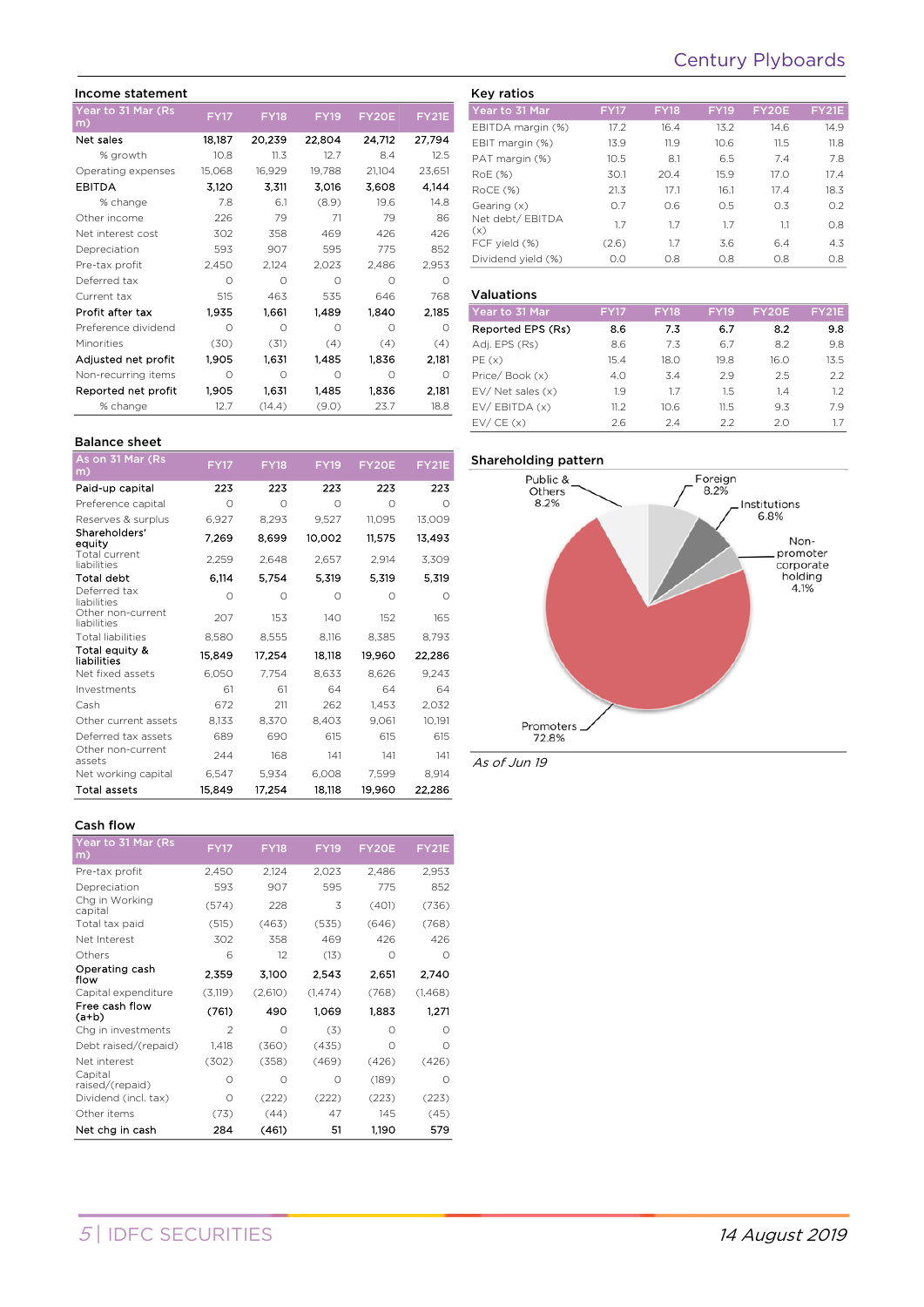Century Plyboards

## Income statement

| Year to 31 Mar (Rs m) | FY17 | FY18 | FY19 | FY20E | FY21E |
|---|---|---|---|---|---|
| **Net sales** | **18,187** | **20,239** | **22,804** | **24,712** | **27,794** |
| % growth | 10.8 | 11.3 | 12.7 | 8.4 | 12.5 |
| Operating expenses | 15,068 | 16,929 | 19,788 | 21,104 | 23,651 |
| **EBITDA** | **3,120** | **3,311** | **3,016** | **3,608** | **4,144** |
| % change | 7.8 | 6.1 | (8.9) | 19.6 | 14.8 |
| Other income | 226 | 79 | 71 | 79 | 86 |
| Net interest cost | 302 | 358 | 469 | 426 | 426 |
| Depreciation | 593 | 907 | 595 | 775 | 852 |
| Pre-tax profit | 2,450 | 2,124 | 2,023 | 2,486 | 2,953 |
| Deferred tax | 0 | 0 | 0 | 0 | 0 |
| Current tax | 515 | 463 | 535 | 646 | 768 |
| **Profit after tax** | **1,935** | **1,661** | **1,489** | **1,840** | **2,185** |
| Preference dividend | 0 | 0 | 0 | 0 | 0 |
| Minorities | (30) | (31) | (4) | (4) | (4) |
| **Adjusted net profit** | **1,905** | **1,631** | **1,485** | **1,836** | **2,181** |
| Non-recurring items | 0 | 0 | 0 | 0 | 0 |
| **Reported net profit** | **1,905** | **1,631** | **1,485** | **1,836** | **2,181** |
| % change | 12.7 | (14.4) | (9.0) | 23.7 | 18.8 |

## Balance sheet

| As on 31 Mar (Rs m) | FY17 | FY18 | FY19 | FY20E | FY21E |
|---|---|---|---|---|---|
| **Paid-up capital** | **223** | **223** | **223** | **223** | **223** |
| Preference capital | 0 | 0 | 0 | 0 | 0 |
| Reserves & surplus | 6,927 | 8,293 | 9,527 | 11,095 | 13,009 |
| **Shareholders' equity** | **7,269** | **8,699** | **10,002** | **11,575** | **13,493** |
| Total current liabilities | 2,259 | 2,648 | 2,657 | 2,914 | 3,309 |
| **Total debt** | **6,114** | **5,754** | **5,319** | **5,319** | **5,319** |
| Deferred tax liabilities | 0 | 0 | 0 | 0 | 0 |
| Other non-current liabilities | 207 | 153 | 140 | 152 | 165 |
| Total liabilities | 8,580 | 8,555 | 8,116 | 8,385 | 8,793 |
| **Total equity & liabilities** | **15,849** | **17,254** | **18,118** | **19,960** | **22,286** |
| Net fixed assets | 6,050 | 7,754 | 8,633 | 8,626 | 9,243 |
| Investments | 61 | 61 | 64 | 64 | 64 |
| Cash | 672 | 211 | 262 | 1,453 | 2,032 |
| Other current assets | 8,133 | 8,370 | 8,403 | 9,061 | 10,191 |
| Deferred tax assets | 689 | 690 | 615 | 615 | 615 |
| Other non-current assets | 244 | 168 | 141 | 141 | 141 |
| Net working capital | 6,547 | 5,934 | 6,008 | 7,599 | 8,914 |
| **Total assets** | **15,849** | **17,254** | **18,118** | **19,960** | **22,286** |

## Cash flow

| Year to 31 Mar (Rs m) | FY17 | FY18 | FY19 | FY20E | FY21E |
|---|---|---|---|---|---|
| Pre-tax profit | 2,450 | 2,124 | 2,023 | 2,486 | 2,953 |
| Depreciation | 593 | 907 | 595 | 775 | 852 |
| Chg in Working capital | (574) | 228 | 3 | (401) | (736) |
| Total tax paid | (515) | (463) | (535) | (646) | (768) |
| Net Interest | 302 | 358 | 469 | 426 | 426 |
| Others | 6 | 12 | (13) | 0 | 0 |
| **Operating cash flow** | **2,359** | **3,100** | **2,543** | **2,651** | **2,740** |
| Capital expenditure | (3,119) | (2,610) | (1,474) | (768) | (1,468) |
| **Free cash flow (a+b)** | **(761)** | **490** | **1,069** | **1,883** | **1,271** |
| Chg in investments | 2 | 0 | (3) | 0 | 0 |
| Debt raised/(repaid) | 1,418 | (360) | (435) | 0 | 0 |
| Net interest | (302) | (358) | (469) | (426) | (426) |
| Capital raised/(repaid) | 0 | 0 | 0 | (189) | 0 |
| Dividend (incl. tax) | 0 | (222) | (222) | (223) | (223) |
| Other items | (73) | (44) | 47 | 145 | (45) |
| **Net chg in cash** | **284** | **(461)** | **51** | **1,190** | **579** |

## Key ratios

| Year to 31 Mar | FY17 | FY18 | FY19 | FY20E | FY21E |
|---|---|---|---|---|---|
| EBITDA margin (%) | 17.2 | 16.4 | 13.2 | 14.6 | 14.9 |
| EBIT margin (%) | 13.9 | 11.9 | 10.6 | 11.5 | 11.8 |
| PAT margin (%) | 10.5 | 8.1 | 6.5 | 7.4 | 7.8 |
| RoE (%) | 30.1 | 20.4 | 15.9 | 17.0 | 17.4 |
| RoCE (%) | 21.3 | 17.1 | 16.1 | 17.4 | 18.3 |
| Gearing (x) | 0.7 | 0.6 | 0.5 | 0.3 | 0.2 |
| Net debt/ EBITDA (x) | 1.7 | 1.7 | 1.7 | 1.1 | 0.8 |
| FCF yield (%) | (2.6) | 1.7 | 3.6 | 6.4 | 4.3 |
| Dividend yield (%) | 0.0 | 0.8 | 0.8 | 0.8 | 0.8 |

## Valuations

| Year to 31 Mar | FY17 | FY18 | FY19 | FY20E | FY21E |
|---|---|---|---|---|---|
| **Reported EPS (Rs)** | **8.6** | **7.3** | **6.7** | **8.2** | **9.8** |
| Adj. EPS (Rs) | 8.6 | 7.3 | 6.7 | 8.2 | 9.8 |
| PE (x) | 15.4 | 18.0 | 19.8 | 16.0 | 13.5 |
| Price/ Book (x) | 4.0 | 3.4 | 2.9 | 2.5 | 2.2 |
| EV/ Net sales (x) | 1.9 | 1.7 | 1.5 | 1.4 | 1.2 |
| EV/ EBITDA (x) | 11.2 | 10.6 | 11.5 | 9.3 | 7.9 |
| EV/ CE (x) | 2.6 | 2.4 | 2.2 | 2.0 | 1.7 |

## Shareholding pattern

Promoters 72.8%; Public & Others 8.2%; Foreign 8.2%; Institutions 6.8%; Non-promoter corporate holding 4.1%

*As of Jun 19*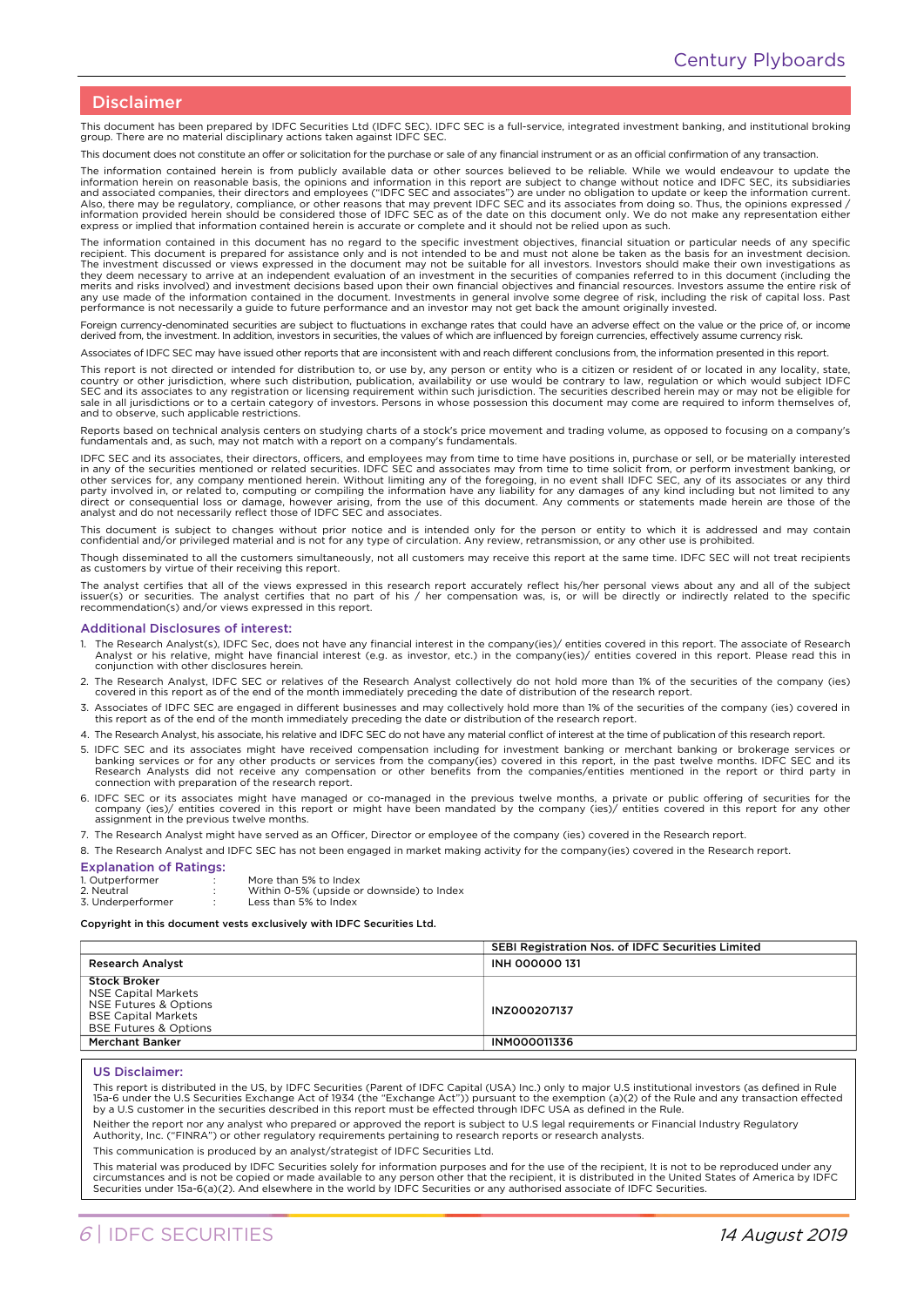## Disclaimer

This document has been prepared by IDFC Securities Ltd (IDFC SEC). IDFC SEC is a full-service, integrated investment banking, and institutional broking group. There are no material disciplinary actions taken against IDFC SEC.

This document does not constitute an offer or solicitation for the purchase or sale of any financial instrument or as an official confirmation of any transaction.

The information contained herein is from publicly available data or other sources believed to be reliable. While we would endeavour to update the information herein on reasonable basis, the opinions and information in this report are subject to change without notice and IDFC SEC, its subsidiaries and associated companies, their directors and employees ("IDFC SEC and associates") are under no obligation to update or keep the information current. Also, there may be regulatory, compliance, or other reasons that may prevent IDFC SEC and its associates from doing so. Thus, the opinions expressed / information provided herein should be considered those of IDFC SEC as of the date on this document only. We do not make any representation either express or implied that information contained herein is accurate or complete and it should not be relied upon as such.

The information contained in this document has no regard to the specific investment objectives, financial situation or particular needs of any specific recipient. This document is prepared for assistance only and is not intended to be and must not alone be taken as the basis for an investment decision. The investment discussed or views expressed in the document may not be suitable for all investors. Investors should make their own investigations as they deem necessary to arrive at an independent evaluation of an investment in the securities of companies referred to in this document (including the merits and risks involved) and investment decisions based upon their own financial objectives and financial resources. Investors assume the entire risk of any use made of the information contained in the document. Investments in general involve some degree of risk, including the risk of capital loss. Past performance is not necessarily a guide to future performance and an investor may not get back the amount originally invested.

Foreign currency-denominated securities are subject to fluctuations in exchange rates that could have an adverse effect on the value or the price of, or income derived from, the investment. In addition, investors in securities, the values of which are influenced by foreign currencies, effectively assume currency risk.

Associates of IDFC SEC may have issued other reports that are inconsistent with and reach different conclusions from, the information presented in this report.

This report is not directed or intended for distribution to, or use by, any person or entity who is a citizen or resident of or located in any locality, state, country or other jurisdiction, where such distribution, publication, availability or use would be contrary to law, regulation or which would subject IDFC SEC and its associates to any registration or licensing requirement within such jurisdiction. The securities described herein may or may not be eligible for sale in all jurisdictions or to a certain category of investors. Persons in whose possession this document may come are required to inform themselves of, and to observe, such applicable restrictions.

Reports based on technical analysis centers on studying charts of a stock's price movement and trading volume, as opposed to focusing on a company's fundamentals and, as such, may not match with a report on a company's fundamentals.

IDFC SEC and its associates, their directors, officers, and employees may from time to time have positions in, purchase or sell, or be materially interested in any of the securities mentioned or related securities. IDFC SEC and associates may from time to time solicit from, or perform investment banking, or other services for, any company mentioned herein. Without limiting any of the foregoing, in no event shall IDFC SEC, any of its associates or any third party involved in, or related to, computing or compiling the information have any liability for any damages of any kind including but not limited to any direct or consequential loss or damage, however arising, from the use of this document. Any comments or statements made herein are those of the analyst and do not necessarily reflect those of IDFC SEC and associates.

This document is subject to changes without prior notice and is intended only for the person or entity to which it is addressed and may contain confidential and/or privileged material and is not for any type of circulation. Any review, retransmission, or any other use is prohibited.

Though disseminated to all the customers simultaneously, not all customers may receive this report at the same time. IDFC SEC will not treat recipients as customers by virtue of their receiving this report.

The analyst certifies that all of the views expressed in this research report accurately reflect his/her personal views about any and all of the subject issuer(s) or securities. The analyst certifies that no part of his / her compensation was, is, or will be directly or indirectly related to the specific recommendation(s) and/or views expressed in this report.

### Additional Disclosures of interest:

1. The Research Analyst(s), IDFC Sec, does not have any financial interest in the company(ies)/ entities covered in this report. The associate of Research Analyst or his relative, might have financial interest (e.g. as investor, etc.) in the company(ies)/ entities covered in this report. Please read this in conjunction with other disclosures herein.
2. The Research Analyst, IDFC SEC or relatives of the Research Analyst collectively do not hold more than 1% of the securities of the company (ies) covered in this report as of the end of the month immediately preceding the date of distribution of the research report.
3. Associates of IDFC SEC are engaged in different businesses and may collectively hold more than 1% of the securities of the company (ies) covered in this report as of the end of the month immediately preceding the date or distribution of the research report.
4. The Research Analyst, his associate, his relative and IDFC SEC do not have any material conflict of interest at the time of publication of this research report.
5. IDFC SEC and its associates might have received compensation including for investment banking or merchant banking or brokerage services or banking services or for any other products or services from the company(ies) covered in this report, in the past twelve months. IDFC SEC and its Research Analysts did not receive any compensation or other benefits from the companies/entities mentioned in the report or third party in connection with preparation of the research report.
6. IDFC SEC or its associates might have managed or co-managed in the previous twelve months, a private or public offering of securities for the company (ies)/ entities covered in this report or might have been mandated by the company (ies)/ entities covered in this report for any other assignment in the previous twelve months.
7. The Research Analyst might have served as an Officer, Director or employee of the company (ies) covered in the Research report.
8. The Research Analyst and IDFC SEC has not been engaged in market making activity for the company(ies) covered in the Research report.

### Explanation of Ratings:

1. Outperformer : More than 5% to Index
2. Neutral : Within 0-5% (upside or downside) to Index
3. Underperformer : Less than 5% to Index

**Copyright in this document vests exclusively with IDFC Securities Ltd.**

| | SEBI Registration Nos. of IDFC Securities Limited |
|---|---|
| **Research Analyst** | INH 000000 131 |
| **Stock Broker**<br>NSE Capital Markets<br>NSE Futures & Options<br>BSE Capital Markets<br>BSE Futures & Options | INZ000207137 |
| **Merchant Banker** | INM000011336 |

### US Disclaimer:

This report is distributed in the US, by IDFC Securities (Parent of IDFC Capital (USA) Inc.) only to major U.S institutional investors (as defined in Rule 15a-6 under the U.S Securities Exchange Act of 1934 (the "Exchange Act")) pursuant to the exemption (a)(2) of the Rule and any transaction effected by a U.S customer in the securities described in this report must be effected through IDFC USA as defined in the Rule.

Neither the report nor any analyst who prepared or approved the report is subject to U.S legal requirements or Financial Industry Regulatory Authority, Inc. ("FINRA") or other regulatory requirements pertaining to research reports or research analysts.

This communication is produced by an analyst/strategist of IDFC Securities Ltd.

This material was produced by IDFC Securities solely for information purposes and for the use of the recipient, It is not to be reproduced under any circumstances and is not to be copied or made available to any person other that the recipient, it is distributed in the United States of America by IDFC Securities under 15a-6(a)(2). And elsewhere in the world by IDFC Securities or any authorised associate of IDFC Securities.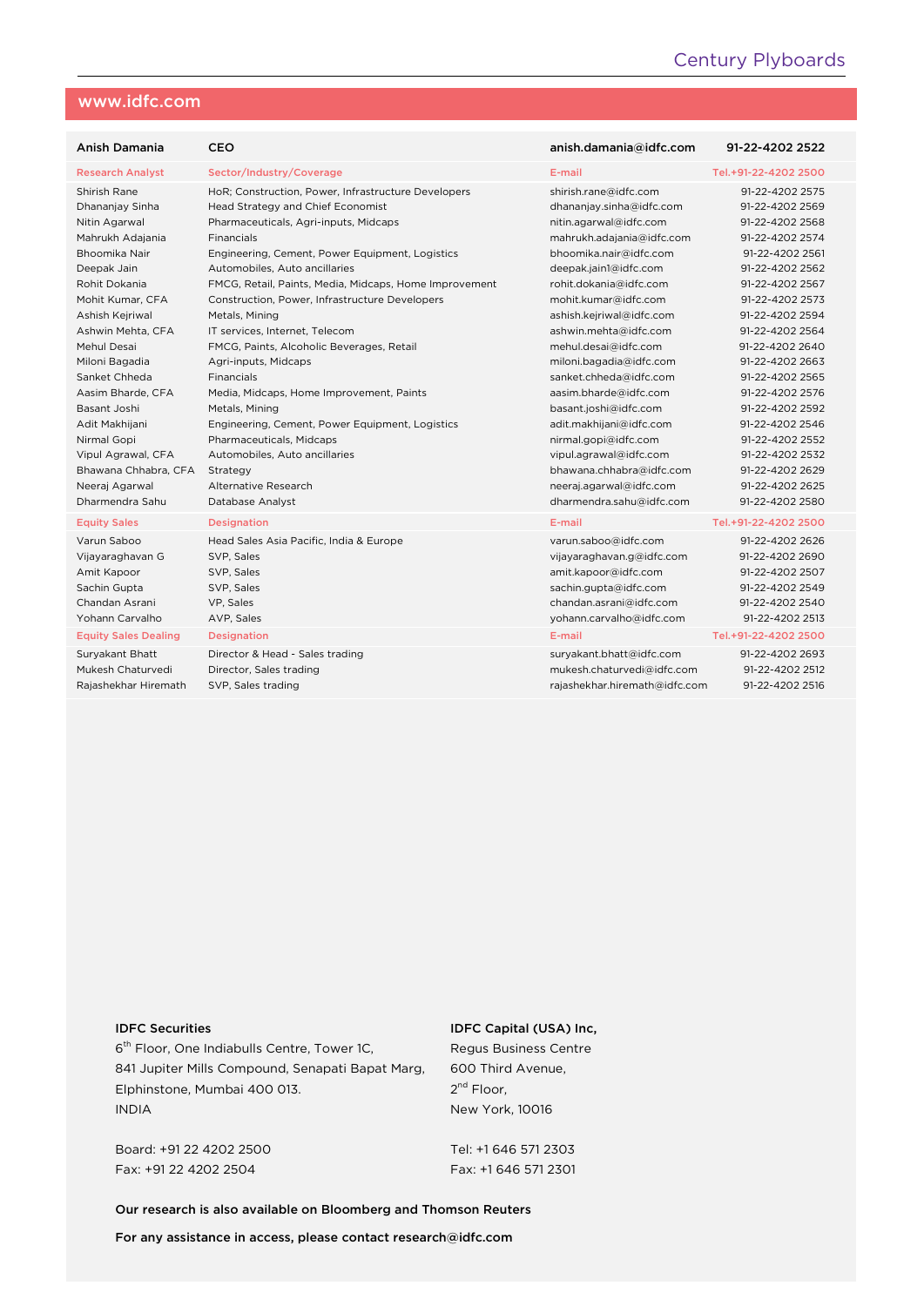## www.idfc.com

| | | | |
|---|---|---|---|
| **Anish Damania** | **CEO** | **anish.damania@idfc.com** | **91-22-4202 2522** |
| Research Analyst | Sector/Industry/Coverage | E-mail | Tel.+91-22-4202 2500 |
| Shirish Rane | HoR; Construction, Power, Infrastructure Developers | shirish.rane@idfc.com | 91-22-4202 2575 |
| Dhananjay Sinha | Head Strategy and Chief Economist | dhananjay.sinha@idfc.com | 91-22-4202 2569 |
| Nitin Agarwal | Pharmaceuticals, Agri-inputs, Midcaps | nitin.agarwal@idfc.com | 91-22-4202 2568 |
| Mahrukh Adajania | Financials | mahrukh.adajania@idfc.com | 91-22-4202 2574 |
| Bhoomika Nair | Engineering, Cement, Power Equipment, Logistics | bhoomika.nair@idfc.com | 91-22-4202 2561 |
| Deepak Jain | Automobiles, Auto ancillaries | deepak.jain1@idfc.com | 91-22-4202 2562 |
| Rohit Dokania | FMCG, Retail, Paints, Media, Midcaps, Home Improvement | rohit.dokania@idfc.com | 91-22-4202 2567 |
| Mohit Kumar, CFA | Construction, Power, Infrastructure Developers | mohit.kumar@idfc.com | 91-22-4202 2573 |
| Ashish Kejriwal | Metals, Mining | ashish.kejriwal@idfc.com | 91-22-4202 2594 |
| Ashwin Mehta, CFA | IT services, Internet, Telecom | ashwin.mehta@idfc.com | 91-22-4202 2564 |
| Mehul Desai | FMCG, Paints, Alcoholic Beverages, Retail | mehul.desai@idfc.com | 91-22-4202 2640 |
| Miloni Bagadia | Agri-inputs, Midcaps | miloni.bagadia@idfc.com | 91-22-4202 2663 |
| Sanket Chheda | Financials | sanket.chheda@idfc.com | 91-22-4202 2565 |
| Aasim Bharde, CFA | Media, Midcaps, Home Improvement, Paints | aasim.bharde@idfc.com | 91-22-4202 2576 |
| Basant Joshi | Metals, Mining | basant.joshi@idfc.com | 91-22-4202 2592 |
| Adit Makhijani | Engineering, Cement, Power Equipment, Logistics | adit.makhijani@idfc.com | 91-22-4202 2546 |
| Nirmal Gopi | Pharmaceuticals, Midcaps | nirmal.gopi@idfc.com | 91-22-4202 2552 |
| Vipul Agrawal, CFA | Automobiles, Auto ancillaries | vipul.agrawal@idfc.com | 91-22-4202 2532 |
| Bhawana Chhabra, CFA | Strategy | bhawana.chhabra@idfc.com | 91-22-4202 2629 |
| Neeraj Agarwal | Alternative Research | neeraj.agarwal@idfc.com | 91-22-4202 2625 |
| Dharmendra Sahu | Database Analyst | dharmendra.sahu@idfc.com | 91-22-4202 2580 |
| Equity Sales | Designation | E-mail | Tel.+91-22-4202 2500 |
| Varun Saboo | Head Sales Asia Pacific, India & Europe | varun.saboo@idfc.com | 91-22-4202 2626 |
| Vijayaraghavan G | SVP, Sales | vijayaraghavan.g@idfc.com | 91-22-4202 2690 |
| Amit Kapoor | SVP, Sales | amit.kapoor@idfc.com | 91-22-4202 2507 |
| Sachin Gupta | SVP, Sales | sachin.gupta@idfc.com | 91-22-4202 2549 |
| Chandan Asrani | VP, Sales | chandan.asrani@idfc.com | 91-22-4202 2540 |
| Yohann Carvalho | AVP, Sales | yohann.carvalho@idfc.com | 91-22-4202 2513 |
| Equity Sales Dealing | Designation | E-mail | Tel.+91-22-4202 2500 |
| Suryakant Bhatt | Director & Head - Sales trading | suryakant.bhatt@idfc.com | 91-22-4202 2693 |
| Mukesh Chaturvedi | Director, Sales trading | mukesh.chaturvedi@idfc.com | 91-22-4202 2512 |
| Rajashekhar Hiremath | SVP, Sales trading | rajashekhar.hiremath@idfc.com | 91-22-4202 2516 |

**IDFC Securities**
6th Floor, One Indiabulls Centre, Tower 1C,
841 Jupiter Mills Compound, Senapati Bapat Marg,
Elphinstone, Mumbai 400 013.
INDIA

Board: +91 22 4202 2500
Fax: +91 22 4202 2504

**IDFC Capital (USA) Inc,**
Regus Business Centre
600 Third Avenue,
2nd Floor,
New York, 10016

Tel: +1 646 571 2303
Fax: +1 646 571 2301

**Our research is also available on Bloomberg and Thomson Reuters**

**For any assistance in access, please contact research@idfc.com**